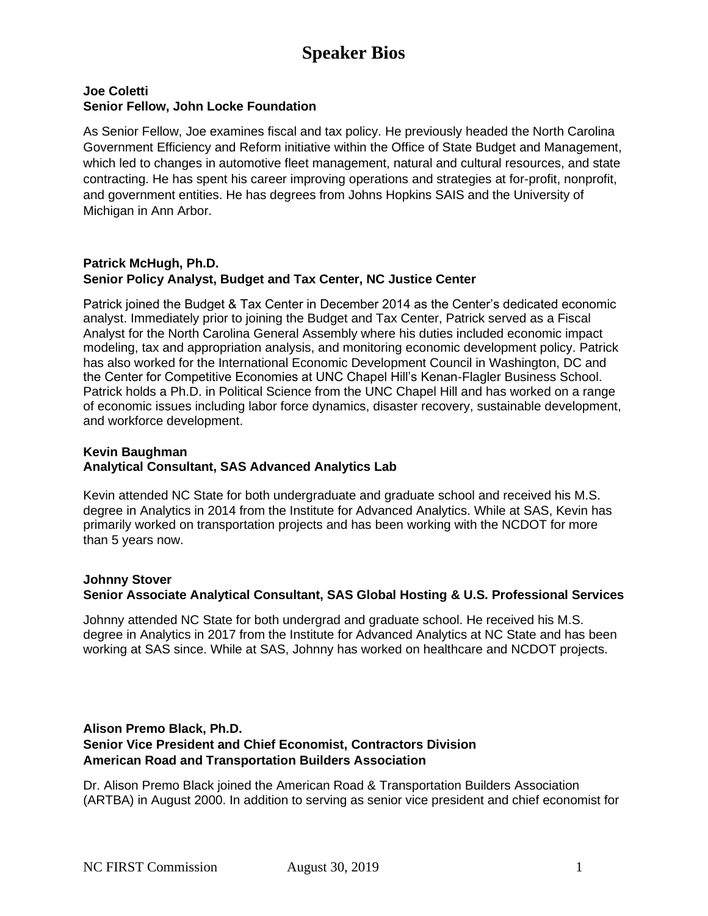# Speaker Bios

**Joe Coletti**
**Senior Fellow, John Locke Foundation**

As Senior Fellow, Joe examines fiscal and tax policy. He previously headed the North Carolina Government Efficiency and Reform initiative within the Office of State Budget and Management, which led to changes in automotive fleet management, natural and cultural resources, and state contracting. He has spent his career improving operations and strategies at for-profit, nonprofit, and government entities. He has degrees from Johns Hopkins SAIS and the University of Michigan in Ann Arbor.

**Patrick McHugh, Ph.D.**
**Senior Policy Analyst, Budget and Tax Center, NC Justice Center**

Patrick joined the Budget & Tax Center in December 2014 as the Center's dedicated economic analyst. Immediately prior to joining the Budget and Tax Center, Patrick served as a Fiscal Analyst for the North Carolina General Assembly where his duties included economic impact modeling, tax and appropriation analysis, and monitoring economic development policy. Patrick has also worked for the International Economic Development Council in Washington, DC and the Center for Competitive Economies at UNC Chapel Hill's Kenan-Flagler Business School. Patrick holds a Ph.D. in Political Science from the UNC Chapel Hill and has worked on a range of economic issues including labor force dynamics, disaster recovery, sustainable development, and workforce development.

**Kevin Baughman**
**Analytical Consultant, SAS Advanced Analytics Lab**

Kevin attended NC State for both undergraduate and graduate school and received his M.S. degree in Analytics in 2014 from the Institute for Advanced Analytics. While at SAS, Kevin has primarily worked on transportation projects and has been working with the NCDOT for more than 5 years now.

**Johnny Stover**
**Senior Associate Analytical Consultant, SAS Global Hosting & U.S. Professional Services**

Johnny attended NC State for both undergrad and graduate school. He received his M.S. degree in Analytics in 2017 from the Institute for Advanced Analytics at NC State and has been working at SAS since. While at SAS, Johnny has worked on healthcare and NCDOT projects.

**Alison Premo Black, Ph.D.**
**Senior Vice President and Chief Economist, Contractors Division**
**American Road and Transportation Builders Association**

Dr. Alison Premo Black joined the American Road & Transportation Builders Association (ARTBA) in August 2000. In addition to serving as senior vice president and chief economist for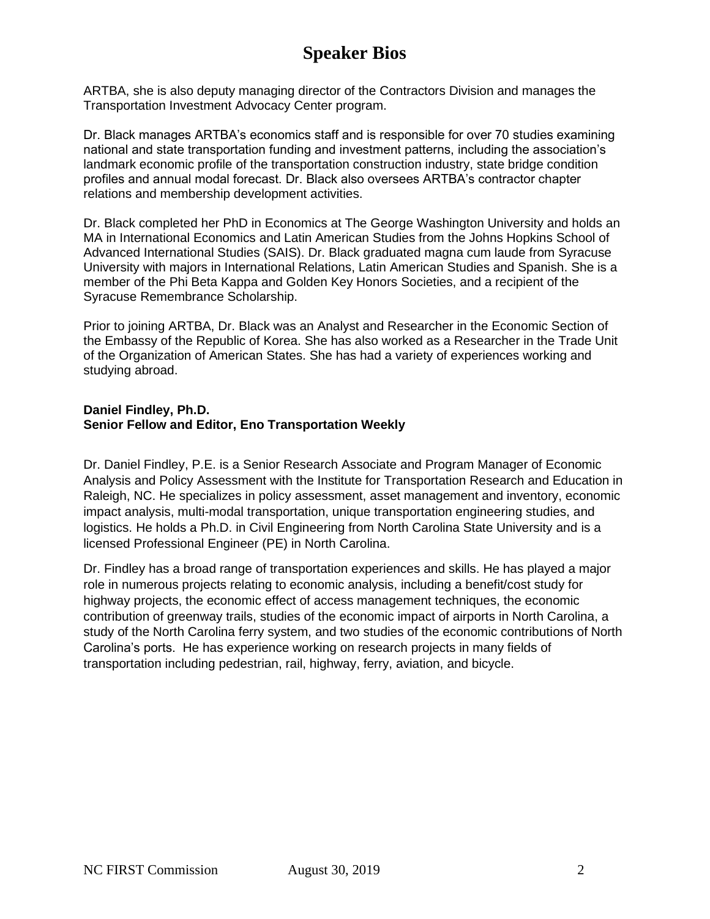# Speaker Bios

ARTBA, she is also deputy managing director of the Contractors Division and manages the Transportation Investment Advocacy Center program.

Dr. Black manages ARTBA's economics staff and is responsible for over 70 studies examining national and state transportation funding and investment patterns, including the association's landmark economic profile of the transportation construction industry, state bridge condition profiles and annual modal forecast. Dr. Black also oversees ARTBA's contractor chapter relations and membership development activities.

Dr. Black completed her PhD in Economics at The George Washington University and holds an MA in International Economics and Latin American Studies from the Johns Hopkins School of Advanced International Studies (SAIS). Dr. Black graduated magna cum laude from Syracuse University with majors in International Relations, Latin American Studies and Spanish. She is a member of the Phi Beta Kappa and Golden Key Honors Societies, and a recipient of the Syracuse Remembrance Scholarship.

Prior to joining ARTBA, Dr. Black was an Analyst and Researcher in the Economic Section of the Embassy of the Republic of Korea. She has also worked as a Researcher in the Trade Unit of the Organization of American States. She has had a variety of experiences working and studying abroad.

**Daniel Findley, Ph.D.**
**Senior Fellow and Editor, Eno Transportation Weekly**

Dr. Daniel Findley, P.E. is a Senior Research Associate and Program Manager of Economic Analysis and Policy Assessment with the Institute for Transportation Research and Education in Raleigh, NC. He specializes in policy assessment, asset management and inventory, economic impact analysis, multi-modal transportation, unique transportation engineering studies, and logistics. He holds a Ph.D. in Civil Engineering from North Carolina State University and is a licensed Professional Engineer (PE) in North Carolina.

Dr. Findley has a broad range of transportation experiences and skills. He has played a major role in numerous projects relating to economic analysis, including a benefit/cost study for highway projects, the economic effect of access management techniques, the economic contribution of greenway trails, studies of the economic impact of airports in North Carolina, a study of the North Carolina ferry system, and two studies of the economic contributions of North Carolina's ports. He has experience working on research projects in many fields of transportation including pedestrian, rail, highway, ferry, aviation, and bicycle.